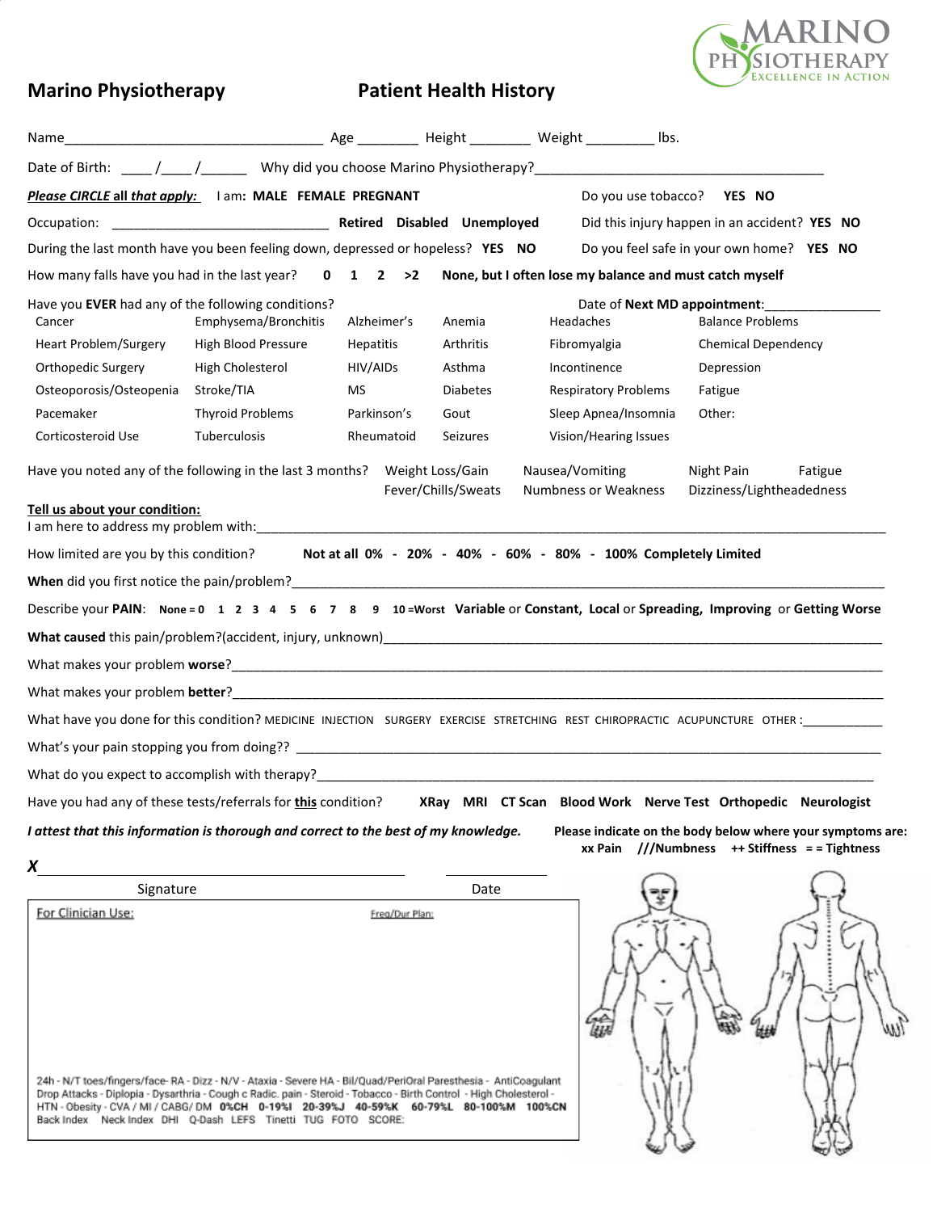MARINO PHYSIOTHERAPY
EXCELLENCE IN ACTION

# Marino Physiotherapy — Patient Health History

Name__________________________________ Age ________ Height ________ Weight _________ lbs.

Date of Birth: ____ /____ /______ Why did you choose Marino Physiotherapy?_______________________________________

***Please CIRCLE* all *that apply:*** I am: **MALE FEMALE PREGNANT**

Do you use tobacco? **YES NO**

Occupation: ______________________________ **Retired Disabled Unemployed**

Did this injury happen in an accident? **YES NO**

During the last month have you been feeling down, depressed or hopeless? **YES NO**

Do you feel safe in your own home? **YES NO**

How many falls have you had in the last year? **0 1 2 >2 None, but I often lose my balance and must catch myself**

Have you **EVER** had any of the following conditions?

Date of **Next MD appointment**:________________

| | | | | | |
|---|---|---|---|---|---|
| Cancer | Emphysema/Bronchitis | Alzheimer's | Anemia | Headaches | Balance Problems |
| Heart Problem/Surgery | High Blood Pressure | Hepatitis | Arthritis | Fibromyalgia | Chemical Dependency |
| Orthopedic Surgery | High Cholesterol | HIV/AIDs | Asthma | Incontinence | Depression |
| Osteoporosis/Osteopenia | Stroke/TIA | MS | Diabetes | Respiratory Problems | Fatigue |
| Pacemaker | Thyroid Problems | Parkinson's | Gout | Sleep Apnea/Insomnia | Other: |
| Corticosteroid Use | Tuberculosis | Rheumatoid | Seizures | Vision/Hearing Issues | |

Have you noted any of the following in the last 3 months? Weight Loss/Gain Nausea/Vomiting Night Pain Fatigue Fever/Chills/Sweats Numbness or Weakness Dizziness/Lightheadedness

**Tell us about your condition:**

I am here to address my problem with:_____________________________________________________________

How limited are you by this condition? **Not at all 0% - 20% - 40% - 60% - 80% - 100% Completely Limited**

**When** did you first notice the pain/problem?_____________________________________________________

Describe your **PAIN**: **None = 0 1 2 3 4 5 6 7 8 9 10 =Worst Variable** or **Constant, Local** or **Spreading, Improving** or **Getting Worse**

**What caused** this pain/problem?(accident, injury, unknown)_______________________________________

What makes your problem **worse**?_____________________________________________________________

What makes your problem **better**?_____________________________________________________________

What have you done for this condition? MEDICINE INJECTION SURGERY EXERCISE STRETCHING REST CHIROPRACTIC ACUPUNCTURE OTHER :___________

What's your pain stopping you from doing?? ________________________________________________________

What do you expect to accomplish with therapy?_____________________________________________________

Have you had any of these tests/referrals for **this** condition? **XRay MRI CT Scan Blood Work Nerve Test Orthopedic Neurologist**

***I attest that this information is thorough and correct to the best of my knowledge.***

**Please indicate on the body below where your symptoms are:**
**xx Pain ///Numbness ++ Stiffness = = Tightness**

***X*** _____________________________________________ _____________

Signature Date

For Clinician Use: Freq/Dur Plan:

24h - N/T toes/fingers/face- RA - Dizz - N/V - Ataxia - Severe HA - Bil/Quad/PeriOral Paresthesia - AntiCoagulant
Drop Attacks - Diplopia - Dysarthria - Cough c Radic. pain - Steroid - Tobacco - Birth Control - High Cholesterol -
HTN - Obesity - CVA / MI / CABG/ DM **0%CH 0-19%I 20-39%J 40-59%K 60-79%L 80-100%M 100%CN**
Back Index Neck Index DHI Q-Dash LEFS Tinetti TUG FOTO SCORE: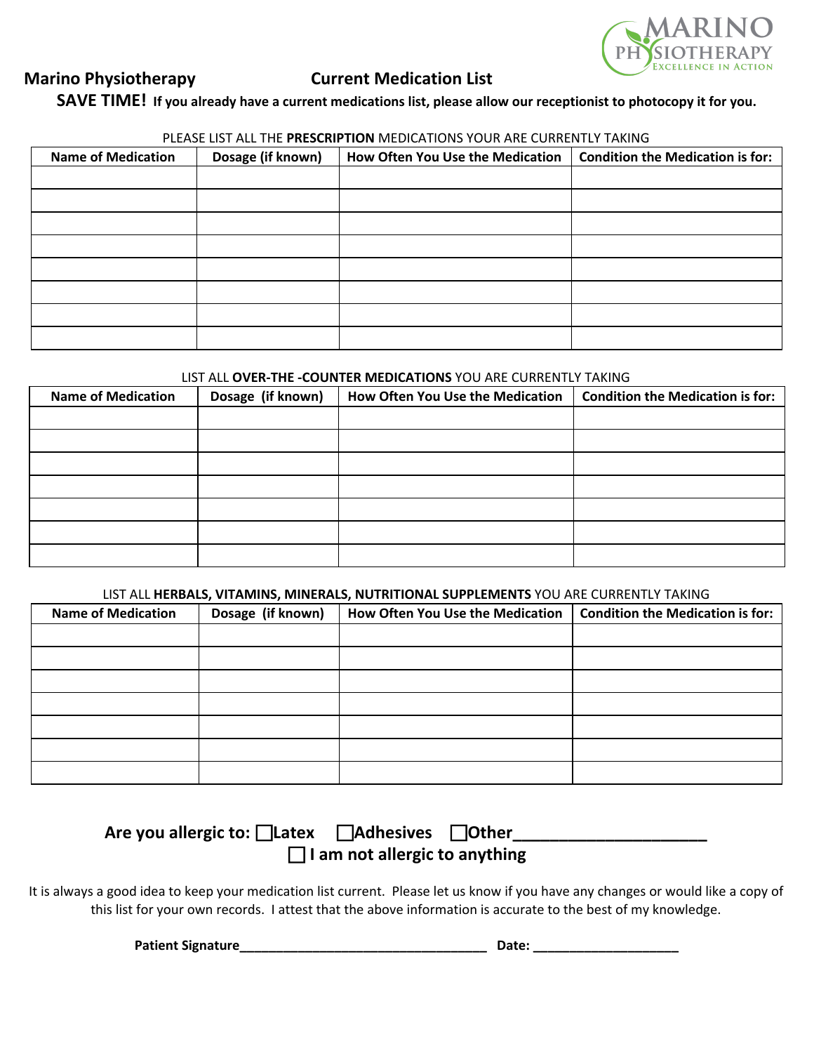**Marino Physiotherapy** **Current Medication List**

**SAVE TIME! If you already have a current medications list, please allow our receptionist to photocopy it for you.**

PLEASE LIST ALL THE **PRESCRIPTION** MEDICATIONS YOUR ARE CURRENTLY TAKING

| Name of Medication | Dosage (if known) | How Often You Use the Medication | Condition the Medication is for: |
|---|---|---|---|
| | | | |
| | | | |
| | | | |
| | | | |
| | | | |
| | | | |
| | | | |
| | | | |

LIST ALL **OVER-THE -COUNTER MEDICATIONS** YOU ARE CURRENTLY TAKING

| Name of Medication | Dosage (if known) | How Often You Use the Medication | Condition the Medication is for: |
|---|---|---|---|
| | | | |
| | | | |
| | | | |
| | | | |
| | | | |
| | | | |
| | | | |

LIST ALL **HERBALS, VITAMINS, MINERALS, NUTRITIONAL SUPPLEMENTS** YOU ARE CURRENTLY TAKING

| Name of Medication | Dosage (if known) | How Often You Use the Medication | Condition the Medication is for: |
|---|---|---|---|
| | | | |
| | | | |
| | | | |
| | | | |
| | | | |
| | | | |
| | | | |

**Are you allergic to: ☐ Latex ☐ Adhesives ☐ Other____________________**

**☐ I am not allergic to anything**

It is always a good idea to keep your medication list current. Please let us know if you have any changes or would like a copy of this list for your own records. I attest that the above information is accurate to the best of my knowledge.

**Patient Signature**________________________________ **Date:** ___________________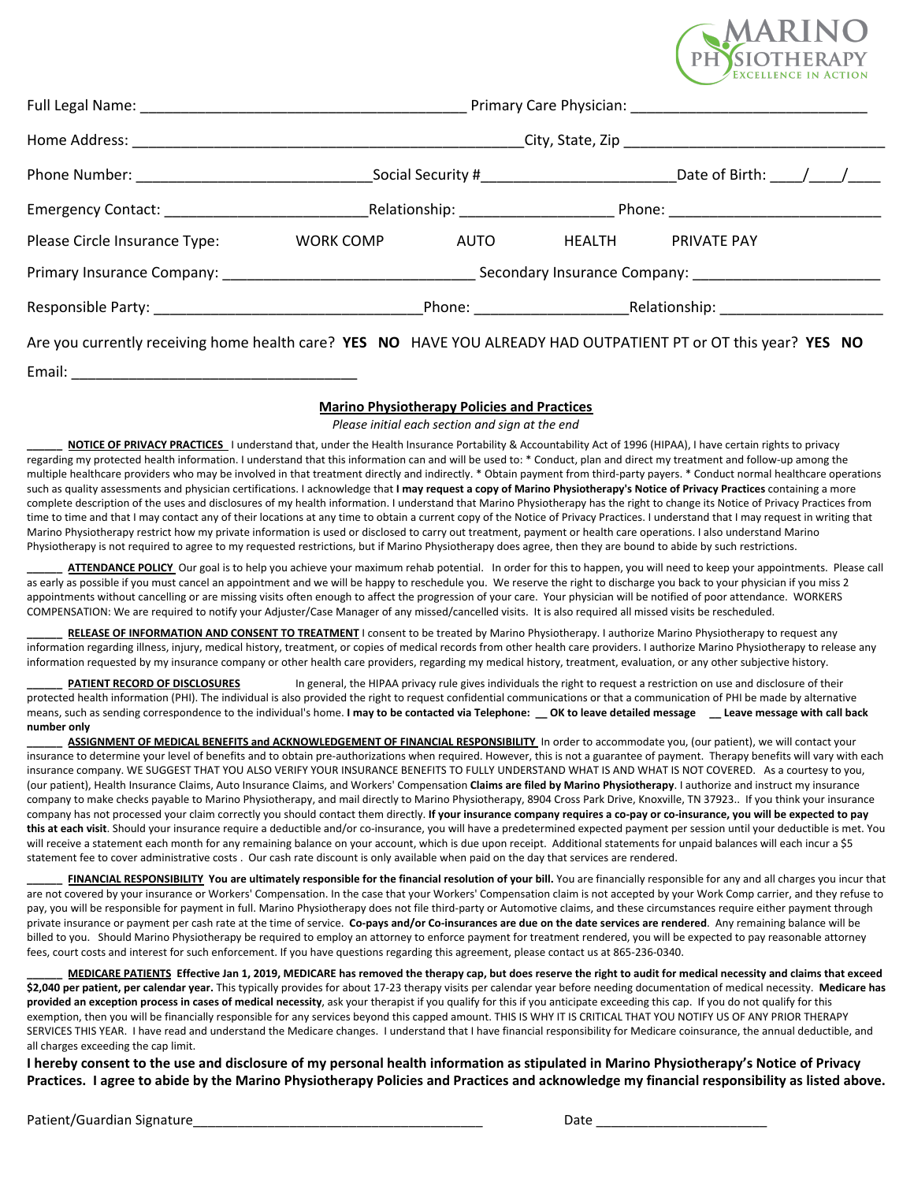MARINO PHYSIOTHERAPY
EXCELLENCE IN ACTION

Full Legal Name: ________________________________________ Primary Care Physician: ____________________________

Home Address: _______________________________________________City, State, Zip _______________________________

Phone Number: ____________________________Social Security #_______________________Date of Birth: ____/____/____

Emergency Contact: ________________________Relationship: __________________ Phone: _________________________

Please Circle Insurance Type: WORK COMP AUTO HEALTH PRIVATE PAY

Primary Insurance Company: _____________________________ Secondary Insurance Company: ______________________

Responsible Party: ________________________________Phone: __________________Relationship: ___________________

Are you currently receiving home health care? **YES NO** HAVE YOU ALREADY HAD OUTPATIENT PT or OT this year? **YES NO**

Email: __________________________________

## Marino Physiotherapy Policies and Practices

*Please initial each section and sign at the end*

______ **NOTICE OF PRIVACY PRACTICES** I understand that, under the Health Insurance Portability & Accountability Act of 1996 (HIPAA), I have certain rights to privacy regarding my protected health information. I understand that this information can and will be used to: * Conduct, plan and direct my treatment and follow-up among the multiple healthcare providers who may be involved in that treatment directly and indirectly. * Obtain payment from third-party payers. * Conduct normal healthcare operations such as quality assessments and physician certifications. I acknowledge that **I may request a copy of Marino Physiotherapy's Notice of Privacy Practices** containing a more complete description of the uses and disclosures of my health information. I understand that Marino Physiotherapy has the right to change its Notice of Privacy Practices from time to time and that I may contact any of their locations at any time to obtain a current copy of the Notice of Privacy Practices. I understand that I may request in writing that Marino Physiotherapy restrict how my private information is used or disclosed to carry out treatment, payment or health care operations. I also understand Marino Physiotherapy is not required to agree to my requested restrictions, but if Marino Physiotherapy does agree, then they are bound to abide by such restrictions.

______ **ATTENDANCE POLICY** Our goal is to help you achieve your maximum rehab potential. In order for this to happen, you will need to keep your appointments. Please call as early as possible if you must cancel an appointment and we will be happy to reschedule you. We reserve the right to discharge you back to your physician if you miss 2 appointments without cancelling or are missing visits often enough to affect the progression of your care. Your physician will be notified of poor attendance. WORKERS COMPENSATION: We are required to notify your Adjuster/Case Manager of any missed/cancelled visits. It is also required all missed visits be rescheduled.

______ **RELEASE OF INFORMATION AND CONSENT TO TREATMENT** I consent to be treated by Marino Physiotherapy. I authorize Marino Physiotherapy to request any information regarding illness, injury, medical history, treatment, or copies of medical records from other health care providers. I authorize Marino Physiotherapy to release any information requested by my insurance company or other health care providers, regarding my medical history, treatment, evaluation, or any other subjective history.

______ **PATIENT RECORD OF DISCLOSURES** In general, the HIPAA privacy rule gives individuals the right to request a restriction on use and disclosure of their protected health information (PHI). The individual is also provided the right to request confidential communications or that a communication of PHI be made by alternative means, such as sending correspondence to the individual's home. **I may to be contacted via Telephone: __ OK to leave detailed message __ Leave message with call back number only**

______ **ASSIGNMENT OF MEDICAL BENEFITS and ACKNOWLEDGEMENT OF FINANCIAL RESPONSIBILITY** In order to accommodate you, (our patient), we will contact your insurance to determine your level of benefits and to obtain pre-authorizations when required. However, this is not a guarantee of payment. Therapy benefits will vary with each insurance company. WE SUGGEST THAT YOU ALSO VERIFY YOUR INSURANCE BENEFITS TO FULLY UNDERSTAND WHAT IS AND WHAT IS NOT COVERED. As a courtesy to you, (our patient), Health Insurance Claims, Auto Insurance Claims, and Workers' Compensation **Claims are filed by Marino Physiotherapy**. I authorize and instruct my insurance company to make checks payable to Marino Physiotherapy, and mail directly to Marino Physiotherapy, 8904 Cross Park Drive, Knoxville, TN 37923.. If you think your insurance company has not processed your claim correctly you should contact them directly. **If your insurance company requires a co-pay or co-insurance, you will be expected to pay this at each visit**. Should your insurance require a deductible and/or co-insurance, you will have a predetermined expected payment per session until your deductible is met. You will receive a statement each month for any remaining balance on your account, which is due upon receipt. Additional statements for unpaid balances will each incur a $5 statement fee to cover administrative costs . Our cash rate discount is only available when paid on the day that services are rendered.

______ **FINANCIAL RESPONSIBILITY** **You are ultimately responsible for the financial resolution of your bill.** You are financially responsible for any and all charges you incur that are not covered by your insurance or Workers' Compensation. In the case that your Workers' Compensation claim is not accepted by your Work Comp carrier, and they refuse to pay, you will be responsible for payment in full. Marino Physiotherapy does not file third-party or Automotive claims, and these circumstances require either payment through private insurance or payment per cash rate at the time of service. **Co-pays and/or Co-insurances are due on the date services are rendered**. Any remaining balance will be billed to you. Should Marino Physiotherapy be required to employ an attorney to enforce payment for treatment rendered, you will be expected to pay reasonable attorney fees, court costs and interest for such enforcement. If you have questions regarding this agreement, please contact us at 865-236-0340.

______ **MEDICARE PATIENTS** **Effective Jan 1, 2019, MEDICARE has removed the therapy cap, but does reserve the right to audit for medical necessity and claims that exceed $2,040 per patient, per calendar year.** This typically provides for about 17-23 therapy visits per calendar year before needing documentation of medical necessity. **Medicare has provided an exception process in cases of medical necessity**, ask your therapist if you qualify for this if you anticipate exceeding this cap. If you do not qualify for this exemption, then you will be financially responsible for any services beyond this capped amount. THIS IS WHY IT IS CRITICAL THAT YOU NOTIFY US OF ANY PRIOR THERAPY SERVICES THIS YEAR. I have read and understand the Medicare changes. I understand that I have financial responsibility for Medicare coinsurance, the annual deductible, and all charges exceeding the cap limit.

**I hereby consent to the use and disclosure of my personal health information as stipulated in Marino Physiotherapy's Notice of Privacy Practices. I agree to abide by the Marino Physiotherapy Policies and Practices and acknowledge my financial responsibility as listed above.**

Patient/Guardian Signature_____________________________________ Date ______________________